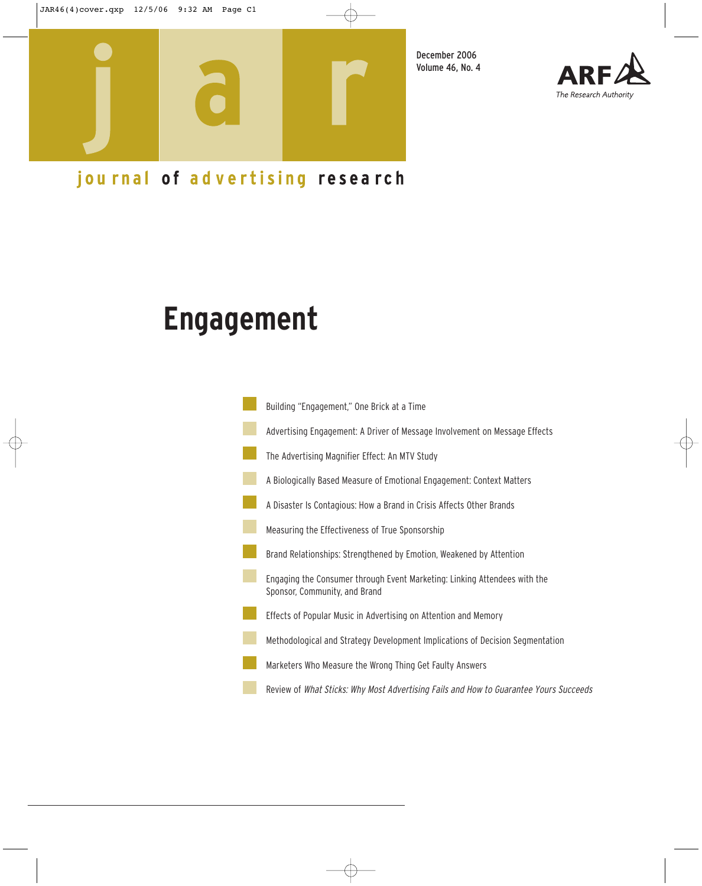# journal of advertising research

December 2006
Volume 46, No. 4

ARF
*The Research Authority*

## Engagement

- Building "Engagement," One Brick at a Time
- Advertising Engagement: A Driver of Message Involvement on Message Effects
- The Advertising Magnifier Effect: An MTV Study
- A Biologically Based Measure of Emotional Engagement: Context Matters
- A Disaster Is Contagious: How a Brand in Crisis Affects Other Brands
- Measuring the Effectiveness of True Sponsorship
- Brand Relationships: Strengthened by Emotion, Weakened by Attention
- Engaging the Consumer through Event Marketing: Linking Attendees with the Sponsor, Community, and Brand
- Effects of Popular Music in Advertising on Attention and Memory
- Methodological and Strategy Development Implications of Decision Segmentation
- Marketers Who Measure the Wrong Thing Get Faulty Answers
- Review of *What Sticks: Why Most Advertising Fails and How to Guarantee Yours Succeeds*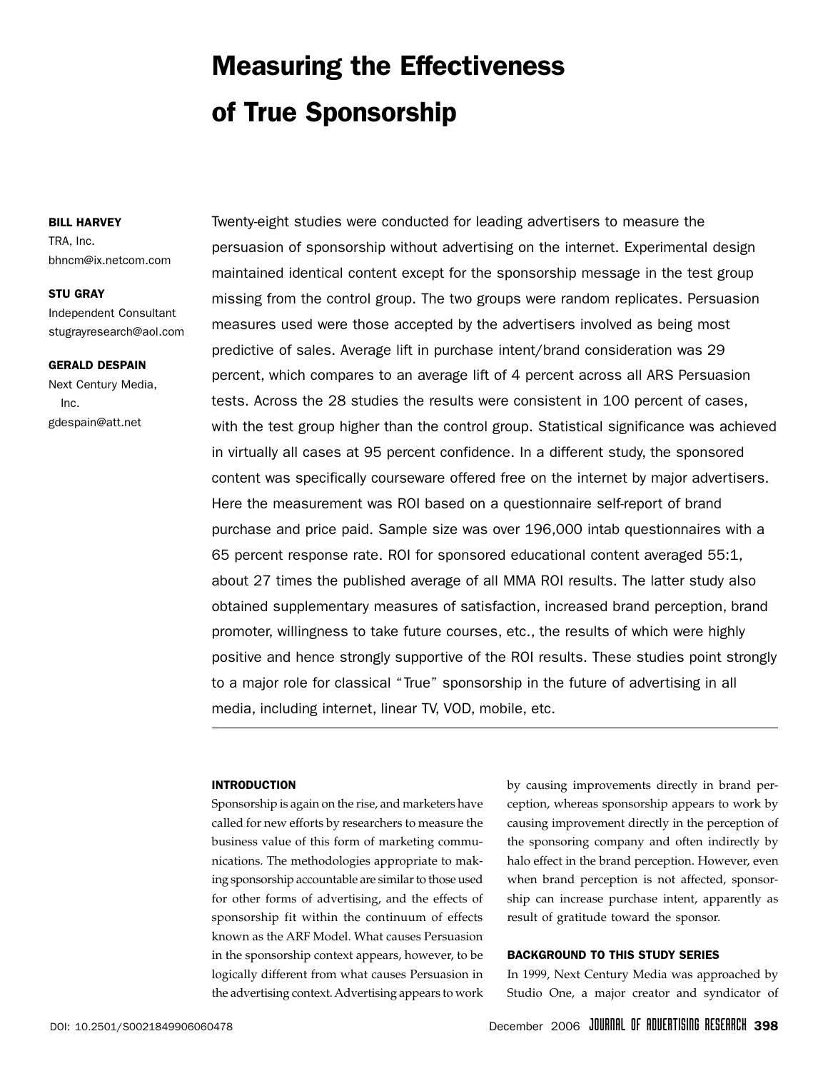# Measuring the Effectiveness of True Sponsorship

**BILL HARVEY**
TRA, Inc.
bhncm@ix.netcom.com

**STU GRAY**
Independent Consultant
stugrayresearch@aol.com

**GERALD DESPAIN**
Next Century Media, Inc.
gdespain@att.net

Twenty-eight studies were conducted for leading advertisers to measure the persuasion of sponsorship without advertising on the internet. Experimental design maintained identical content except for the sponsorship message in the test group missing from the control group. The two groups were random replicates. Persuasion measures used were those accepted by the advertisers involved as being most predictive of sales. Average lift in purchase intent/brand consideration was 29 percent, which compares to an average lift of 4 percent across all ARS Persuasion tests. Across the 28 studies the results were consistent in 100 percent of cases, with the test group higher than the control group. Statistical significance was achieved in virtually all cases at 95 percent confidence. In a different study, the sponsored content was specifically courseware offered free on the internet by major advertisers. Here the measurement was ROI based on a questionnaire self-report of brand purchase and price paid. Sample size was over 196,000 intab questionnaires with a 65 percent response rate. ROI for sponsored educational content averaged 55:1, about 27 times the published average of all MMA ROI results. The latter study also obtained supplementary measures of satisfaction, increased brand perception, brand promoter, willingness to take future courses, etc., the results of which were highly positive and hence strongly supportive of the ROI results. These studies point strongly to a major role for classical "True" sponsorship in the future of advertising in all media, including internet, linear TV, VOD, mobile, etc.

## INTRODUCTION

Sponsorship is again on the rise, and marketers have called for new efforts by researchers to measure the business value of this form of marketing communications. The methodologies appropriate to making sponsorship accountable are similar to those used for other forms of advertising, and the effects of sponsorship fit within the continuum of effects known as the ARF Model. What causes Persuasion in the sponsorship context appears, however, to be logically different from what causes Persuasion in the advertising context. Advertising appears to work by causing improvements directly in brand perception, whereas sponsorship appears to work by causing improvement directly in the perception of the sponsoring company and often indirectly by halo effect in the brand perception. However, even when brand perception is not affected, sponsorship can increase purchase intent, apparently as result of gratitude toward the sponsor.

## BACKGROUND TO THIS STUDY SERIES

In 1999, Next Century Media was approached by Studio One, a major creator and syndicator of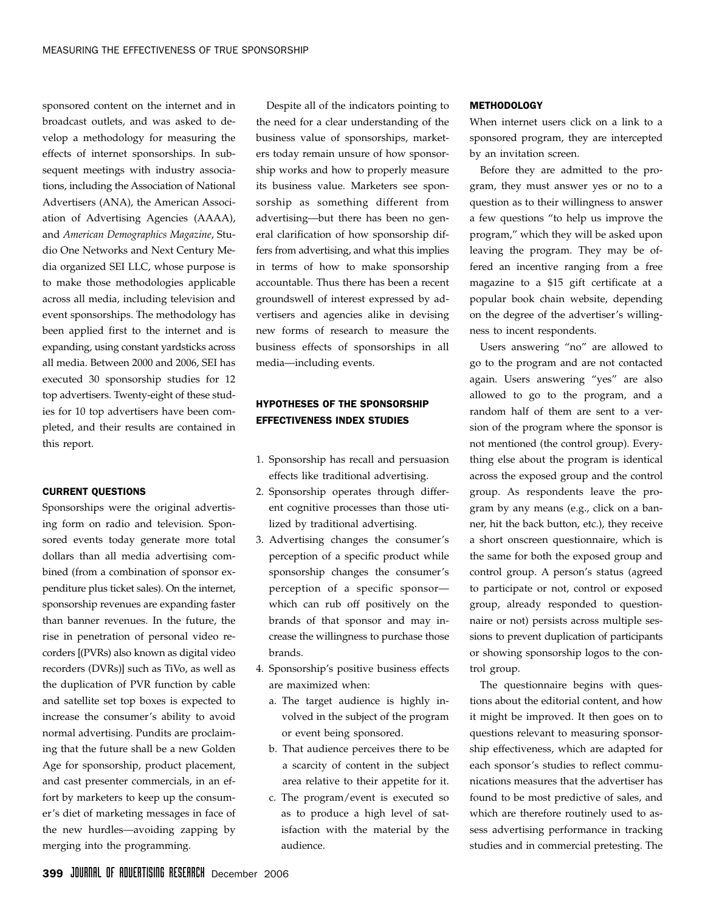sponsored content on the internet and in broadcast outlets, and was asked to develop a methodology for measuring the effects of internet sponsorships. In subsequent meetings with industry associations, including the Association of National Advertisers (ANA), the American Association of Advertising Agencies (AAAA), and *American Demographics Magazine*, Studio One Networks and Next Century Media organized SEI LLC, whose purpose is to make those methodologies applicable across all media, including television and event sponsorships. The methodology has been applied first to the internet and is expanding, using constant yardsticks across all media. Between 2000 and 2006, SEI has executed 30 sponsorship studies for 12 top advertisers. Twenty-eight of these studies for 10 top advertisers have been completed, and their results are contained in this report.

## CURRENT QUESTIONS

Sponsorships were the original advertising form on radio and television. Sponsored events today generate more total dollars than all media advertising combined (from a combination of sponsor expenditure plus ticket sales). On the internet, sponsorship revenues are expanding faster than banner revenues. In the future, the rise in penetration of personal video recorders [(PVRs) also known as digital video recorders (DVRs)] such as TiVo, as well as the duplication of PVR function by cable and satellite set top boxes is expected to increase the consumer's ability to avoid normal advertising. Pundits are proclaiming that the future shall be a new Golden Age for sponsorship, product placement, and cast presenter commercials, in an effort by marketers to keep up the consumer's diet of marketing messages in face of the new hurdles—avoiding zapping by merging into the programming.

Despite all of the indicators pointing to the need for a clear understanding of the business value of sponsorships, marketers today remain unsure of how sponsorship works and how to properly measure its business value. Marketers see sponsorship as something different from advertising—but there has been no general clarification of how sponsorship differs from advertising, and what this implies in terms of how to make sponsorship accountable. Thus there has been a recent groundswell of interest expressed by advertisers and agencies alike in devising new forms of research to measure the business effects of sponsorships in all media—including events.

## HYPOTHESES OF THE SPONSORSHIP EFFECTIVENESS INDEX STUDIES

1. Sponsorship has recall and persuasion effects like traditional advertising.
2. Sponsorship operates through different cognitive processes than those utilized by traditional advertising.
3. Advertising changes the consumer's perception of a specific product while sponsorship changes the consumer's perception of a specific sponsor—which can rub off positively on the brands of that sponsor and may increase the willingness to purchase those brands.
4. Sponsorship's positive business effects are maximized when:
   a. The target audience is highly involved in the subject of the program or event being sponsored.
   b. That audience perceives there to be a scarcity of content in the subject area relative to their appetite for it.
   c. The program/event is executed so as to produce a high level of satisfaction with the material by the audience.

## METHODOLOGY

When internet users click on a link to a sponsored program, they are intercepted by an invitation screen.

Before they are admitted to the program, they must answer yes or no to a question as to their willingness to answer a few questions "to help us improve the program," which they will be asked upon leaving the program. They may be offered an incentive ranging from a free magazine to a $15 gift certificate at a popular book chain website, depending on the degree of the advertiser's willingness to incent respondents.

Users answering "no" are allowed to go to the program and are not contacted again. Users answering "yes" are also allowed to go to the program, and a random half of them are sent to a version of the program where the sponsor is not mentioned (the control group). Everything else about the program is identical across the exposed group and the control group. As respondents leave the program by any means (e.g., click on a banner, hit the back button, etc.), they receive a short onscreen questionnaire, which is the same for both the exposed group and control group. A person's status (agreed to participate or not, control or exposed group, already responded to questionnaire or not) persists across multiple sessions to prevent duplication of participants or showing sponsorship logos to the control group.

The questionnaire begins with questions about the editorial content, and how it might be improved. It then goes on to questions relevant to measuring sponsorship effectiveness, which are adapted for each sponsor's studies to reflect communications measures that the advertiser has found to be most predictive of sales, and which are therefore routinely used to assess advertising performance in tracking studies and in commercial pretesting. The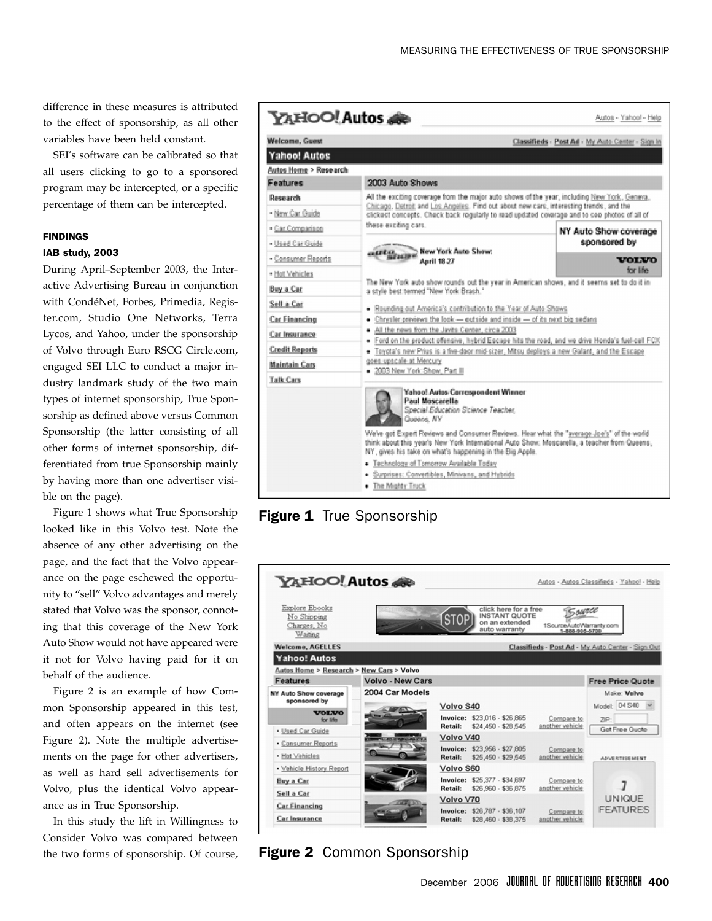difference in these measures is attributed to the effect of sponsorship, as all other variables have been held constant.

SEI's software can be calibrated so that all users clicking to go to a sponsored program may be intercepted, or a specific percentage of them can be intercepted.

## FINDINGS

### IAB study, 2003

During April–September 2003, the Interactive Advertising Bureau in conjunction with CondéNet, Forbes, Primedia, Register.com, Studio One Networks, Terra Lycos, and Yahoo, under the sponsorship of Volvo through Euro RSCG Circle.com, engaged SEI LLC to conduct a major industry landmark study of the two main types of internet sponsorship, True Sponsorship as defined above versus Common Sponsorship (the latter consisting of all other forms of internet sponsorship, differentiated from true Sponsorship mainly by having more than one advertiser visible on the page).

Figure 1 shows what True Sponsorship looked like in this Volvo test. Note the absence of any other advertising on the page, and the fact that the Volvo appearance on the page eschewed the opportunity to "sell" Volvo advantages and merely stated that Volvo was the sponsor, connoting that this coverage of the New York Auto Show would not have appeared were it not for Volvo having paid for it on behalf of the audience.

Figure 2 is an example of how Common Sponsorship appeared in this test, and often appears on the internet (see Figure 2). Note the multiple advertisements on the page for other advertisers, as well as hard sell advertisements for Volvo, plus the identical Volvo appearance as in True Sponsorship.

In this study the lift in Willingness to Consider Volvo was compared between the two forms of sponsorship. Of course,

**Figure 1** True Sponsorship

**Figure 2** Common Sponsorship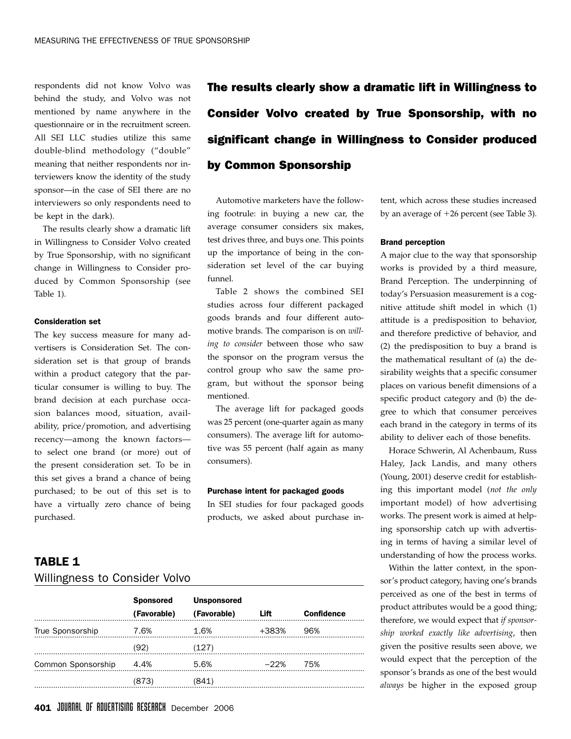respondents did not know Volvo was behind the study, and Volvo was not mentioned by name anywhere in the questionnaire or in the recruitment screen. All SEI LLC studies utilize this same double-blind methodology ("double" meaning that neither respondents nor interviewers know the identity of the study sponsor—in the case of SEI there are no interviewers so only respondents need to be kept in the dark).

The results clearly show a dramatic lift in Willingness to Consider Volvo created by True Sponsorship, with no significant change in Willingness to Consider produced by Common Sponsorship (see Table 1).

**The results clearly show a dramatic lift in Willingness to Consider Volvo created by True Sponsorship, with no significant change in Willingness to Consider produced by Common Sponsorship**

#### Consideration set

The key success measure for many advertisers is Consideration Set. The consideration set is that group of brands within a product category that the particular consumer is willing to buy. The brand decision at each purchase occasion balances mood, situation, availability, price/promotion, and advertising recency—among the known factors—to select one brand (or more) out of the present consideration set. To be in this set gives a brand a chance of being purchased; to be out of this set is to have a virtually zero chance of being purchased.

Automotive marketers have the following footrule: in buying a new car, the average consumer considers six makes, test drives three, and buys one. This points up the importance of being in the consideration set level of the car buying funnel.

Table 2 shows the combined SEI studies across four different packaged goods brands and four different automotive brands. The comparison is on *willing to consider* between those who saw the sponsor on the program versus the control group who saw the same program, but without the sponsor being mentioned.

The average lift for packaged goods was 25 percent (one-quarter again as many consumers). The average lift for automotive was 55 percent (half again as many consumers).

#### Purchase intent for packaged goods

In SEI studies for four packaged goods products, we asked about purchase intent, which across these studies increased by an average of +26 percent (see Table 3).

#### Brand perception

A major clue to the way that sponsorship works is provided by a third measure, Brand Perception. The underpinning of today's Persuasion measurement is a cognitive attitude shift model in which (1) attitude is a predisposition to behavior, and therefore predictive of behavior, and (2) the predisposition to buy a brand is the mathematical resultant of (a) the desirability weights that a specific consumer places on various benefit dimensions of a specific product category and (b) the degree to which that consumer perceives each brand in the category in terms of its ability to deliver each of those benefits.

Horace Schwerin, Al Achenbaum, Russ Haley, Jack Landis, and many others (Young, 2001) deserve credit for establishing this important model (*not the only* important model) of how advertising works. The present work is aimed at helping sponsorship catch up with advertising in terms of having a similar level of understanding of how the process works.

Within the latter context, in the sponsor's product category, having one's brands perceived as one of the best in terms of product attributes would be a good thing; therefore, we would expect that *if sponsorship worked exactly like advertising*, then given the positive results seen above, we would expect that the perception of the sponsor's brands as one of the best would *always* be higher in the exposed group

### TABLE 1
Willingness to Consider Volvo

| | Sponsored (Favorable) | Unsponsored (Favorable) | Lift | Confidence |
|---|---|---|---|---|
| True Sponsorship | 7.6% | 1.6% | +383% | 96% |
| | (92) | (127) | | |
| Common Sponsorship | 4.4% | 5.6% | −22% | 75% |
| | (873) | (841) | | |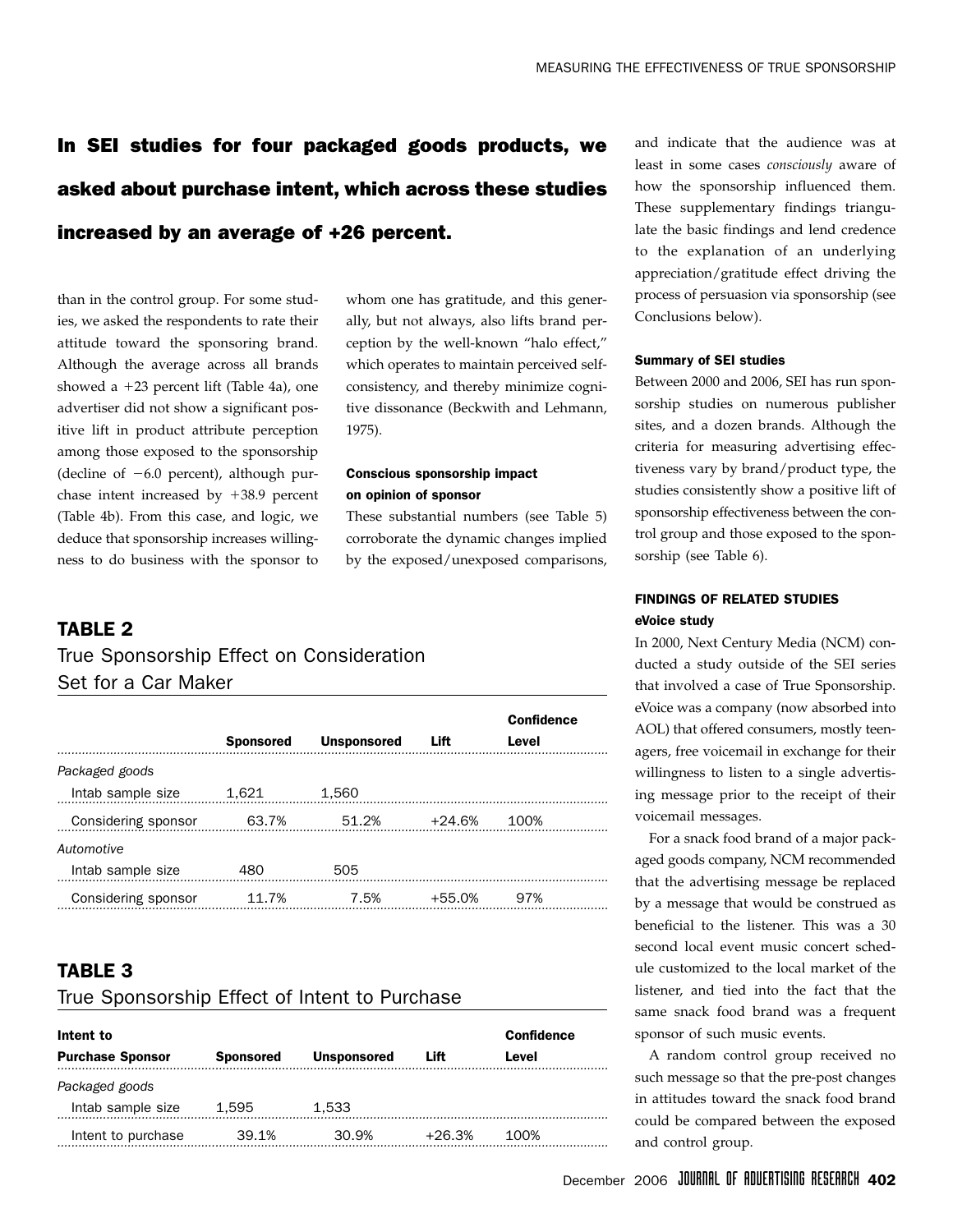**In SEI studies for four packaged goods products, we asked about purchase intent, which across these studies increased by an average of +26 percent.**

than in the control group. For some studies, we asked the respondents to rate their attitude toward the sponsoring brand. Although the average across all brands showed a +23 percent lift (Table 4a), one advertiser did not show a significant positive lift in product attribute perception among those exposed to the sponsorship (decline of −6.0 percent), although purchase intent increased by +38.9 percent (Table 4b). From this case, and logic, we deduce that sponsorship increases willingness to do business with the sponsor to whom one has gratitude, and this generally, but not always, also lifts brand perception by the well-known "halo effect," which operates to maintain perceived self-consistency, and thereby minimize cognitive dissonance (Beckwith and Lehmann, 1975).

#### Conscious sponsorship impact on opinion of sponsor

These substantial numbers (see Table 5) corroborate the dynamic changes implied by the exposed/unexposed comparisons, and indicate that the audience was at least in some cases *consciously* aware of how the sponsorship influenced them. These supplementary findings triangulate the basic findings and lend credence to the explanation of an underlying appreciation/gratitude effect driving the process of persuasion via sponsorship (see Conclusions below).

#### Summary of SEI studies

Between 2000 and 2006, SEI has run sponsorship studies on numerous publisher sites, and a dozen brands. Although the criteria for measuring advertising effectiveness vary by brand/product type, the studies consistently show a positive lift of sponsorship effectiveness between the control group and those exposed to the sponsorship (see Table 6).

### TABLE 2
True Sponsorship Effect on Consideration Set for a Car Maker

| | Sponsored | Unsponsored | Lift | Confidence Level |
|---|---|---|---|---|
| *Packaged goods* | | | | |
| Intab sample size | 1,621 | 1,560 | | |
| Considering sponsor | 63.7% | 51.2% | +24.6% | 100% |
| *Automotive* | | | | |
| Intab sample size | 480 | 505 | | |
| Considering sponsor | 11.7% | 7.5% | +55.0% | 97% |

### TABLE 3
True Sponsorship Effect of Intent to Purchase

| Intent to Purchase Sponsor | Sponsored | Unsponsored | Lift | Confidence Level |
|---|---|---|---|---|
| *Packaged goods* | | | | |
| Intab sample size | 1,595 | 1,533 | | |
| Intent to purchase | 39.1% | 30.9% | +26.3% | 100% |

## FINDINGS OF RELATED STUDIES

#### eVoice study

In 2000, Next Century Media (NCM) conducted a study outside of the SEI series that involved a case of True Sponsorship. eVoice was a company (now absorbed into AOL) that offered consumers, mostly teenagers, free voicemail in exchange for their willingness to listen to a single advertising message prior to the receipt of their voicemail messages.

For a snack food brand of a major packaged goods company, NCM recommended that the advertising message be replaced by a message that would be construed as beneficial to the listener. This was a 30 second local event music concert schedule customized to the local market of the listener, and tied into the fact that the same snack food brand was a frequent sponsor of such music events.

A random control group received no such message so that the pre-post changes in attitudes toward the snack food brand could be compared between the exposed and control group.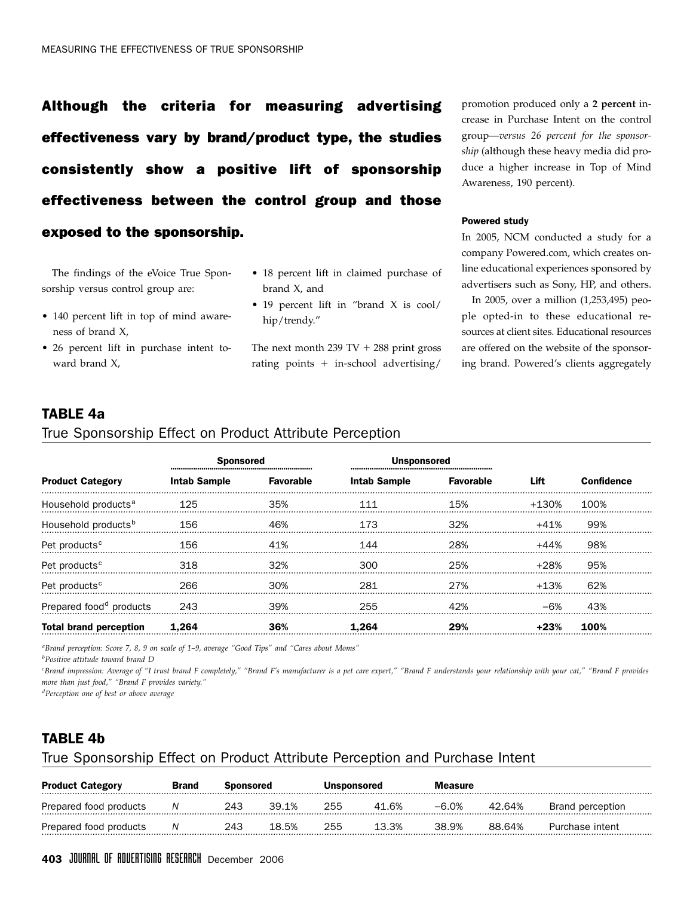**Although the criteria for measuring advertising effectiveness vary by brand/product type, the studies consistently show a positive lift of sponsorship effectiveness between the control group and those exposed to the sponsorship.**

The findings of the eVoice True Sponsorship versus control group are:

- 140 percent lift in top of mind awareness of brand X,
- 26 percent lift in purchase intent toward brand X,
- 18 percent lift in claimed purchase of brand X, and
- 19 percent lift in "brand X is cool/hip/trendy."

The next month 239 TV + 288 print gross rating points + in-school advertising/promotion produced only a **2 percent** increase in Purchase Intent on the control group—*versus 26 percent for the sponsorship* (although these heavy media did produce a higher increase in Top of Mind Awareness, 190 percent).

#### Powered study

In 2005, NCM conducted a study for a company Powered.com, which creates online educational experiences sponsored by advertisers such as Sony, HP, and others.

In 2005, over a million (1,253,495) people opted-in to these educational resources at client sites. Educational resources are offered on the website of the sponsoring brand. Powered's clients aggregately

### TABLE 4a

True Sponsorship Effect on Product Attribute Perception

| | Sponsored | | Unsponsored | | | |
|---|---|---|---|---|---|---|
| **Product Category** | **Intab Sample** | **Favorable** | **Intab Sample** | **Favorable** | **Lift** | **Confidence** |
| Household products[a] | 125 | 35% | 111 | 15% | +130% | 100% |
| Household products[b] | 156 | 46% | 173 | 32% | +41% | 99% |
| Pet products[c] | 156 | 41% | 144 | 28% | +44% | 98% |
| Pet products[c] | 318 | 32% | 300 | 25% | +28% | 95% |
| Pet products[c] | 266 | 30% | 281 | 27% | +13% | 62% |
| Prepared food[d] products | 243 | 39% | 255 | 42% | −6% | 43% |
| **Total brand perception** | **1,264** | **36%** | **1,264** | **29%** | **+23%** | **100%** |

*[a]Brand perception: Score 7, 8, 9 on scale of 1–9, average "Good Tips" and "Cares about Moms"*

*[b]Positive attitude toward brand D*

*[c]Brand impression: Average of "I trust brand F completely," "Brand F's manufacturer is a pet care expert," "Brand F understands your relationship with your cat," "Brand F provides more than just food," "Brand F provides variety."*

*[d]Perception one of best or above average*

### TABLE 4b

True Sponsorship Effect on Product Attribute Perception and Purchase Intent

| **Product Category** | **Brand** | **Sponsored** | | **Unsponsored** | | **Measure** | | |
|---|---|---|---|---|---|---|---|---|
| Prepared food products | *N* | 243 | 39.1% | 255 | 41.6% | −6.0% | 42.64% | Brand perception |
| Prepared food products | *N* | 243 | 18.5% | 255 | 13.3% | 38.9% | 88.64% | Purchase intent |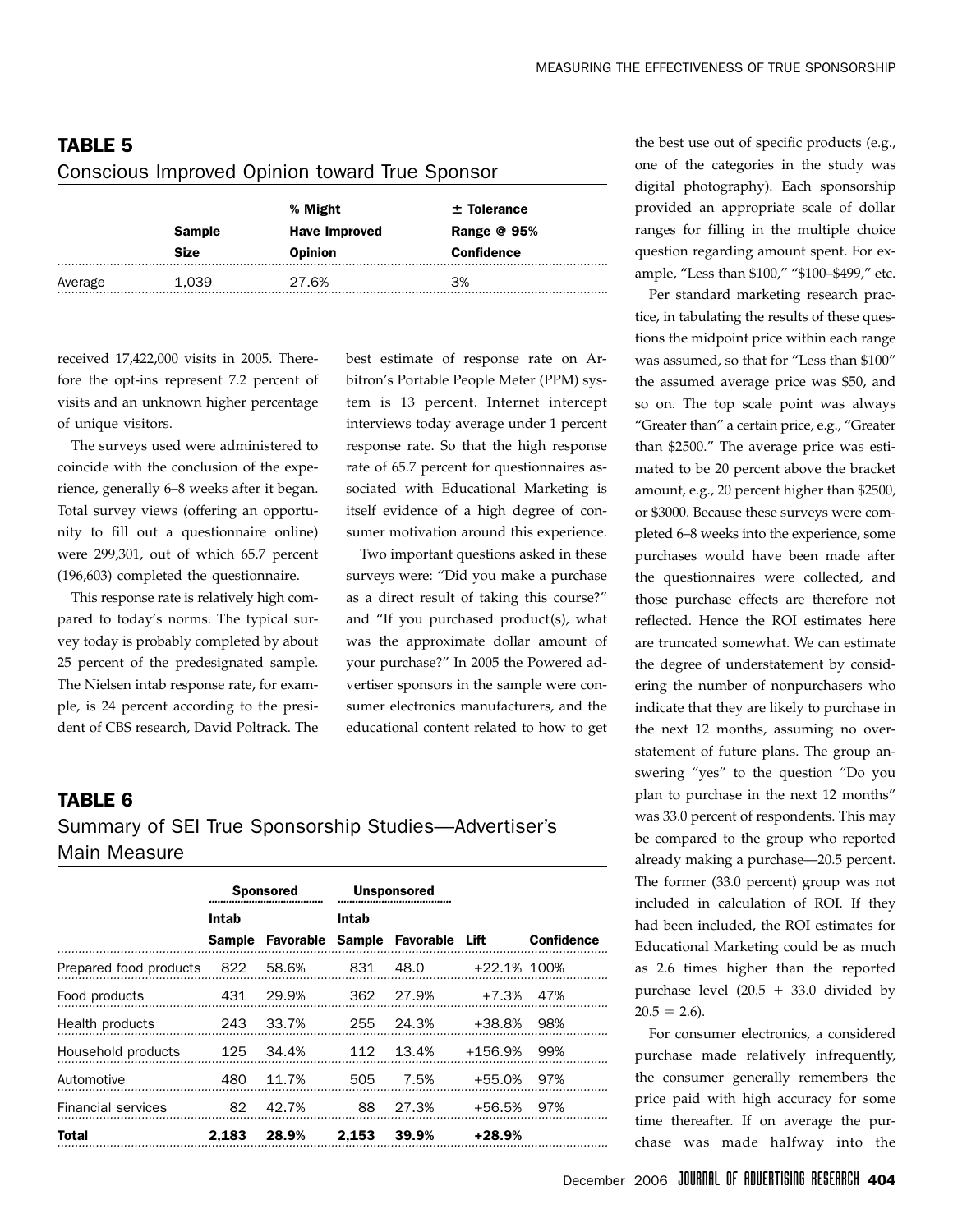## TABLE 5

Conscious Improved Opinion toward True Sponsor

| | Sample Size | % Might Have Improved Opinion | ± Tolerance Range @ 95% Confidence |
|---|---|---|---|
| Average | 1,039 | 27.6% | 3% |

received 17,422,000 visits in 2005. Therefore the opt-ins represent 7.2 percent of visits and an unknown higher percentage of unique visitors.

The surveys used were administered to coincide with the conclusion of the experience, generally 6–8 weeks after it began. Total survey views (offering an opportunity to fill out a questionnaire online) were 299,301, out of which 65.7 percent (196,603) completed the questionnaire.

This response rate is relatively high compared to today's norms. The typical survey today is probably completed by about 25 percent of the predesignated sample. The Nielsen intab response rate, for example, is 24 percent according to the president of CBS research, David Poltrack. The best estimate of response rate on Arbitron's Portable People Meter (PPM) system is 13 percent. Internet intercept interviews today average under 1 percent response rate. So that the high response rate of 65.7 percent for questionnaires associated with Educational Marketing is itself evidence of a high degree of consumer motivation around this experience.

Two important questions asked in these surveys were: "Did you make a purchase as a direct result of taking this course?" and "If you purchased product(s), what was the approximate dollar amount of your purchase?" In 2005 the Powered advertiser sponsors in the sample were consumer electronics manufacturers, and the educational content related to how to get the best use out of specific products (e.g., one of the categories in the study was digital photography). Each sponsorship provided an appropriate scale of dollar ranges for filling in the multiple choice question regarding amount spent. For example, "Less than $100," "$100–$499," etc.

Per standard marketing research practice, in tabulating the results of these questions the midpoint price within each range was assumed, so that for "Less than $100" the assumed average price was $50, and so on. The top scale point was always "Greater than" a certain price, e.g., "Greater than $2500." The average price was estimated to be 20 percent above the bracket amount, e.g., 20 percent higher than $2500, or $3000. Because these surveys were completed 6–8 weeks into the experience, some purchases would have been made after the questionnaires were collected, and those purchase effects are therefore not reflected. Hence the ROI estimates here are truncated somewhat. We can estimate the degree of understatement by considering the number of nonpurchasers who indicate that they are likely to purchase in the next 12 months, assuming no overstatement of future plans. The group answering "yes" to the question "Do you plan to purchase in the next 12 months" was 33.0 percent of respondents. This may be compared to the group who reported already making a purchase—20.5 percent. The former (33.0 percent) group was not included in calculation of ROI. If they had been included, the ROI estimates for Educational Marketing could be as much as 2.6 times higher than the reported purchase level (20.5 + 33.0 divided by 20.5 = 2.6).

For consumer electronics, a considered purchase made relatively infrequently, the consumer generally remembers the price paid with high accuracy for some time thereafter. If on average the purchase was made halfway into the

## TABLE 6

Summary of SEI True Sponsorship Studies—Advertiser's Main Measure

| | Sponsored | | Unsponsored | | | |
|---|---|---|---|---|---|---|
| | Intab Sample | Favorable | Intab Sample | Favorable | Lift | Confidence |
| Prepared food products | 822 | 58.6% | 831 | 48.0 | +22.1% | 100% |
| Food products | 431 | 29.9% | 362 | 27.9% | +7.3% | 47% |
| Health products | 243 | 33.7% | 255 | 24.3% | +38.8% | 98% |
| Household products | 125 | 34.4% | 112 | 13.4% | +156.9% | 99% |
| Automotive | 480 | 11.7% | 505 | 7.5% | +55.0% | 97% |
| Financial services | 82 | 42.7% | 88 | 27.3% | +56.5% | 97% |
| **Total** | **2,183** | **28.9%** | **2,153** | **39.9%** | **+28.9%** | |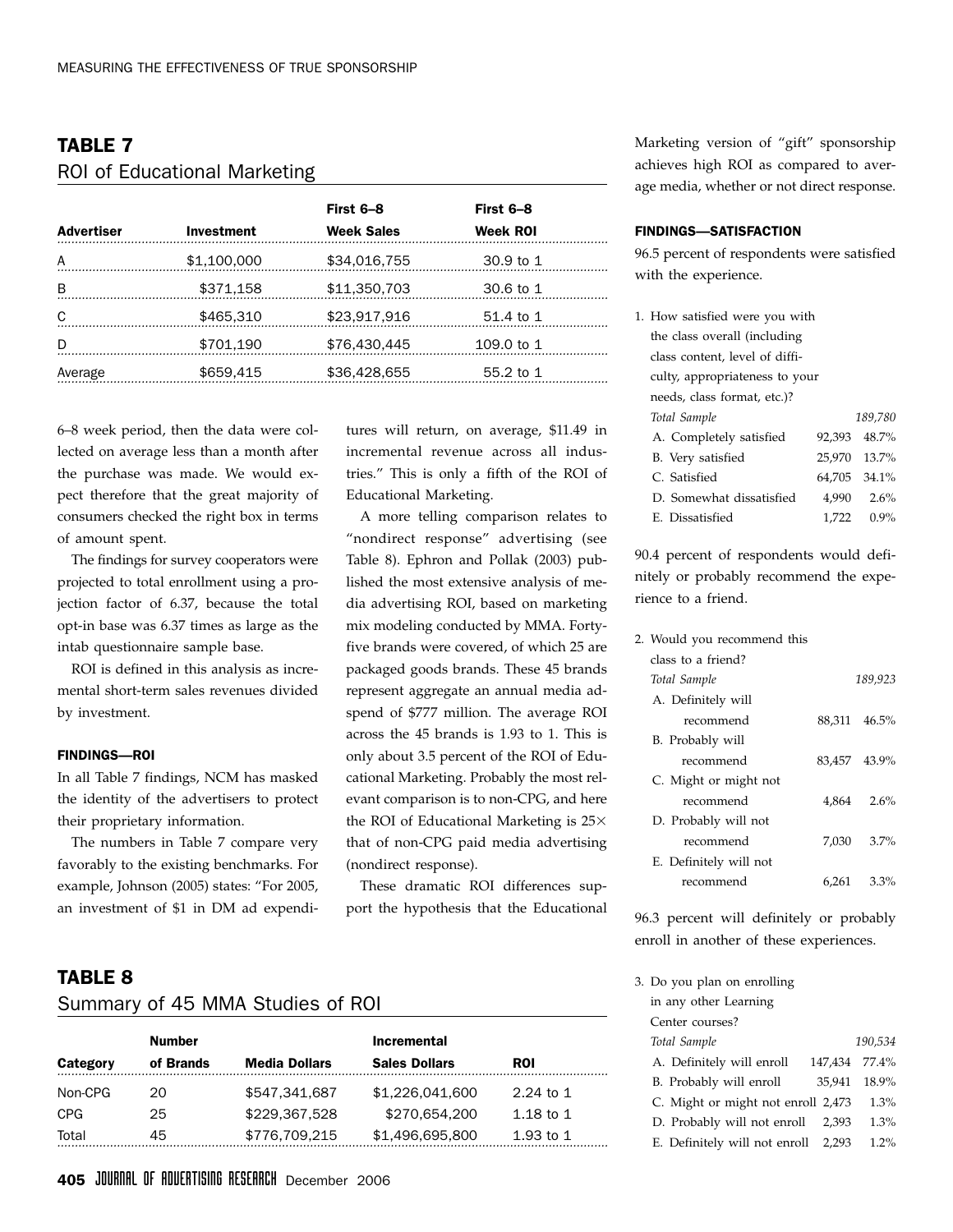**TABLE 7**
ROI of Educational Marketing

| Advertiser | Investment | First 6–8 Week Sales | First 6–8 Week ROI |
|---|---|---|---|
| A | $1,100,000 | $34,016,755 | 30.9 to 1 |
| B | $371,158 | $11,350,703 | 30.6 to 1 |
| C | $465,310 | $23,917,916 | 51.4 to 1 |
| D | $701,190 | $76,430,445 | 109.0 to 1 |
| Average | $659,415 | $36,428,655 | 55.2 to 1 |

6–8 week period, then the data were collected on average less than a month after the purchase was made. We would expect therefore that the great majority of consumers checked the right box in terms of amount spent.

The findings for survey cooperators were projected to total enrollment using a projection factor of 6.37, because the total opt-in base was 6.37 times as large as the intab questionnaire sample base.

ROI is defined in this analysis as incremental short-term sales revenues divided by investment.

#### FINDINGS—ROI

In all Table 7 findings, NCM has masked the identity of the advertisers to protect their proprietary information.

The numbers in Table 7 compare very favorably to the existing benchmarks. For example, Johnson (2005) states: "For 2005, an investment of $1 in DM ad expenditures will return, on average, $11.49 in incremental revenue across all industries." This is only a fifth of the ROI of Educational Marketing.

A more telling comparison relates to "nondirect response" advertising (see Table 8). Ephron and Pollak (2003) published the most extensive analysis of media advertising ROI, based on marketing mix modeling conducted by MMA. Forty-five brands were covered, of which 25 are packaged goods brands. These 45 brands represent aggregate an annual media adspend of $777 million. The average ROI across the 45 brands is 1.93 to 1. This is only about 3.5 percent of the ROI of Educational Marketing. Probably the most relevant comparison is to non-CPG, and here the ROI of Educational Marketing is 25× that of non-CPG paid media advertising (nondirect response).

These dramatic ROI differences support the hypothesis that the Educational Marketing version of "gift" sponsorship achieves high ROI as compared to average media, whether or not direct response.

**TABLE 8**
Summary of 45 MMA Studies of ROI

| Category | Number of Brands | Media Dollars | Incremental Sales Dollars | ROI |
|---|---|---|---|---|
| Non-CPG | 20 | $547,341,687 | $1,226,041,600 | 2.24 to 1 |
| CPG | 25 | $229,367,528 | $270,654,200 | 1.18 to 1 |
| Total | 45 | $776,709,215 | $1,496,695,800 | 1.93 to 1 |

#### FINDINGS—SATISFACTION

96.5 percent of respondents were satisfied with the experience.

1. How satisfied were you with the class overall (including class content, level of difficulty, appropriateness to your needs, class format, etc.)?

| | | |
|---|---|---|
| *Total Sample* | | *189,780* |
| A. Completely satisfied | 92,393 | 48.7% |
| B. Very satisfied | 25,970 | 13.7% |
| C. Satisfied | 64,705 | 34.1% |
| D. Somewhat dissatisfied | 4,990 | 2.6% |
| E. Dissatisfied | 1,722 | 0.9% |

90.4 percent of respondents would definitely or probably recommend the experience to a friend.

2. Would you recommend this class to a friend?

| | | |
|---|---|---|
| *Total Sample* | | *189,923* |
| A. Definitely will recommend | 88,311 | 46.5% |
| B. Probably will recommend | 83,457 | 43.9% |
| C. Might or might not recommend | 4,864 | 2.6% |
| D. Probably will not recommend | 7,030 | 3.7% |
| E. Definitely will not recommend | 6,261 | 3.3% |

96.3 percent will definitely or probably enroll in another of these experiences.

3. Do you plan on enrolling in any other Learning Center courses?

| | | |
|---|---|---|
| *Total Sample* | | *190,534* |
| A. Definitely will enroll | 147,434 | 77.4% |
| B. Probably will enroll | 35,941 | 18.9% |
| C. Might or might not enroll | 2,473 | 1.3% |
| D. Probably will not enroll | 2,393 | 1.3% |
| E. Definitely will not enroll | 2,293 | 1.2% |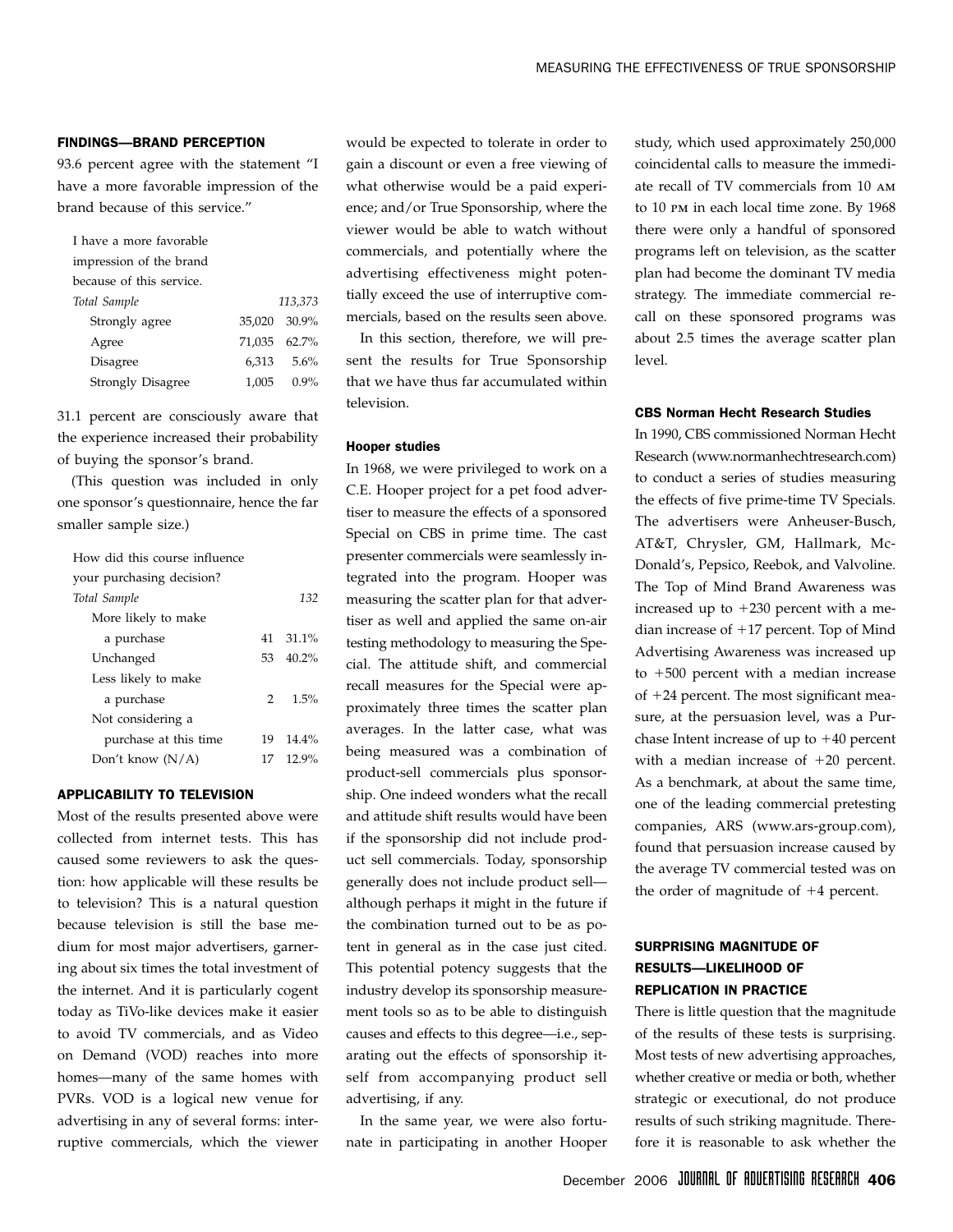## FINDINGS—BRAND PERCEPTION

93.6 percent agree with the statement "I have a more favorable impression of the brand because of this service."

| I have a more favorable impression of the brand because of this service. | | |
|---|---|---|
| *Total Sample* | | *113,373* |
| Strongly agree | 35,020 | 30.9% |
| Agree | 71,035 | 62.7% |
| Disagree | 6,313 | 5.6% |
| Strongly Disagree | 1,005 | 0.9% |

31.1 percent are consciously aware that the experience increased their probability of buying the sponsor's brand.

(This question was included in only one sponsor's questionnaire, hence the far smaller sample size.)

| How did this course influence your purchasing decision? | | |
|---|---|---|
| *Total Sample* | | *132* |
| More likely to make a purchase | 41 | 31.1% |
| Unchanged | 53 | 40.2% |
| Less likely to make a purchase | 2 | 1.5% |
| Not considering a purchase at this time | 19 | 14.4% |
| Don't know (N/A) | 17 | 12.9% |

## APPLICABILITY TO TELEVISION

Most of the results presented above were collected from internet tests. This has caused some reviewers to ask the question: how applicable will these results be to television? This is a natural question because television is still the base medium for most major advertisers, garnering about six times the total investment of the internet. And it is particularly cogent today as TiVo-like devices make it easier to avoid TV commercials, and as Video on Demand (VOD) reaches into more homes—many of the same homes with PVRs. VOD is a logical new venue for advertising in any of several forms: interruptive commercials, which the viewer would be expected to tolerate in order to gain a discount or even a free viewing of what otherwise would be a paid experience; and/or True Sponsorship, where the viewer would be able to watch without commercials, and potentially where the advertising effectiveness might potentially exceed the use of interruptive commercials, based on the results seen above.

In this section, therefore, we will present the results for True Sponsorship that we have thus far accumulated within television.

### Hooper studies

In 1968, we were privileged to work on a C.E. Hooper project for a pet food advertiser to measure the effects of a sponsored Special on CBS in prime time. The cast presenter commercials were seamlessly integrated into the program. Hooper was measuring the scatter plan for that advertiser as well and applied the same on-air testing methodology to measuring the Special. The attitude shift, and commercial recall measures for the Special were approximately three times the scatter plan averages. In the latter case, what was being measured was a combination of product-sell commercials plus sponsorship. One indeed wonders what the recall and attitude shift results would have been if the sponsorship did not include product sell commercials. Today, sponsorship generally does not include product sell—although perhaps it might in the future if the combination turned out to be as potent in general as in the case just cited. This potential potency suggests that the industry develop its sponsorship measurement tools so as to be able to distinguish causes and effects to this degree—i.e., separating out the effects of sponsorship itself from accompanying product sell advertising, if any.

In the same year, we were also fortunate in participating in another Hooper study, which used approximately 250,000 coincidental calls to measure the immediate recall of TV commercials from 10 AM to 10 PM in each local time zone. By 1968 there were only a handful of sponsored programs left on television, as the scatter plan had become the dominant TV media strategy. The immediate commercial recall on these sponsored programs was about 2.5 times the average scatter plan level.

### CBS Norman Hecht Research Studies

In 1990, CBS commissioned Norman Hecht Research (www.normanhechtresearch.com) to conduct a series of studies measuring the effects of five prime-time TV Specials. The advertisers were Anheuser-Busch, AT&T, Chrysler, GM, Hallmark, McDonald's, Pepsico, Reebok, and Valvoline. The Top of Mind Brand Awareness was increased up to +230 percent with a median increase of +17 percent. Top of Mind Advertising Awareness was increased up to +500 percent with a median increase of +24 percent. The most significant measure, at the persuasion level, was a Purchase Intent increase of up to +40 percent with a median increase of +20 percent. As a benchmark, at about the same time, one of the leading commercial pretesting companies, ARS (www.ars-group.com), found that persuasion increase caused by the average TV commercial tested was on the order of magnitude of +4 percent.

## SURPRISING MAGNITUDE OF RESULTS—LIKELIHOOD OF REPLICATION IN PRACTICE

There is little question that the magnitude of the results of these tests is surprising. Most tests of new advertising approaches, whether creative or media or both, whether strategic or executional, do not produce results of such striking magnitude. Therefore it is reasonable to ask whether the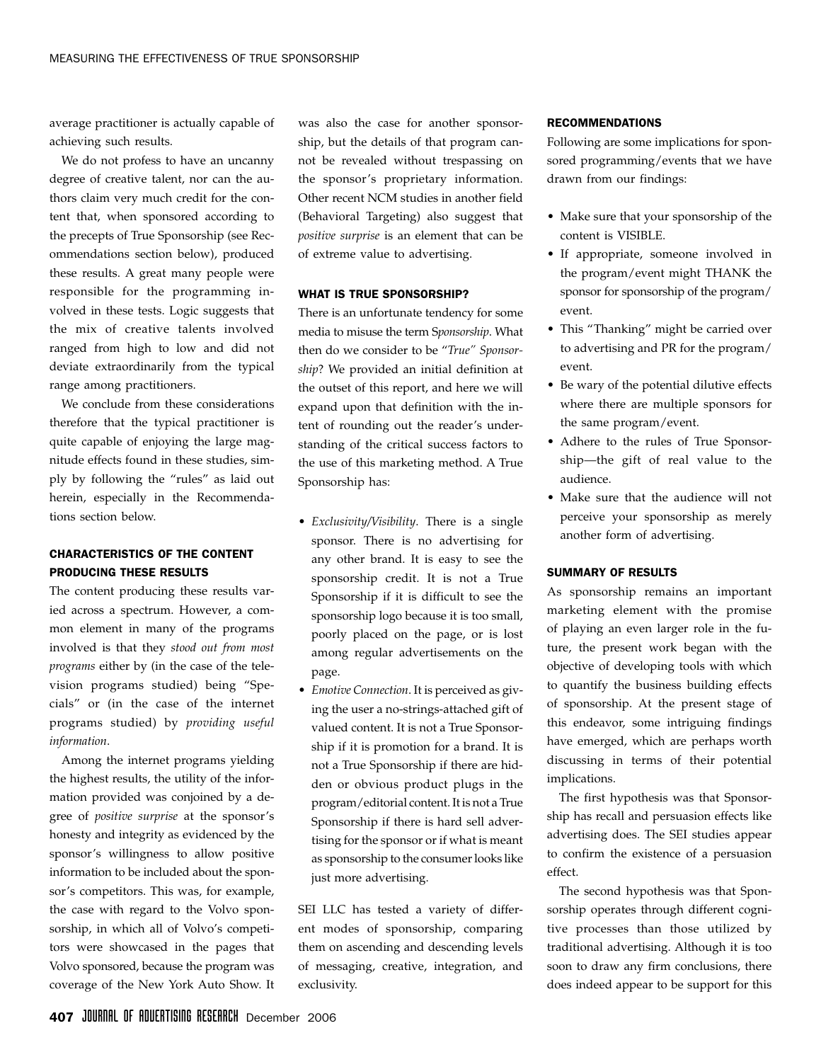average practitioner is actually capable of achieving such results.

We do not profess to have an uncanny degree of creative talent, nor can the authors claim very much credit for the content that, when sponsored according to the precepts of True Sponsorship (see Recommendations section below), produced these results. A great many people were responsible for the programming involved in these tests. Logic suggests that the mix of creative talents involved ranged from high to low and did not deviate extraordinarily from the typical range among practitioners.

We conclude from these considerations therefore that the typical practitioner is quite capable of enjoying the large magnitude effects found in these studies, simply by following the "rules" as laid out herein, especially in the Recommendations section below.

## CHARACTERISTICS OF THE CONTENT PRODUCING THESE RESULTS

The content producing these results varied across a spectrum. However, a common element in many of the programs involved is that they *stood out from most programs* either by (in the case of the television programs studied) being "Specials" or (in the case of the internet programs studied) by *providing useful information*.

Among the internet programs yielding the highest results, the utility of the information provided was conjoined by a degree of *positive surprise* at the sponsor's honesty and integrity as evidenced by the sponsor's willingness to allow positive information to be included about the sponsor's competitors. This was, for example, the case with regard to the Volvo sponsorship, in which all of Volvo's competitors were showcased in the pages that Volvo sponsored, because the program was coverage of the New York Auto Show. It was also the case for another sponsorship, but the details of that program cannot be revealed without trespassing on the sponsor's proprietary information. Other recent NCM studies in another field (Behavioral Targeting) also suggest that *positive surprise* is an element that can be of extreme value to advertising.

## WHAT IS TRUE SPONSORSHIP?

There is an unfortunate tendency for some media to misuse the term S*ponsorship*. What then do we consider to be "*True" Sponsorship*? We provided an initial definition at the outset of this report, and here we will expand upon that definition with the intent of rounding out the reader's understanding of the critical success factors to the use of this marketing method. A True Sponsorship has:

- *Exclusivity/Visibility*. There is a single sponsor. There is no advertising for any other brand. It is easy to see the sponsorship credit. It is not a True Sponsorship if it is difficult to see the sponsorship logo because it is too small, poorly placed on the page, or is lost among regular advertisements on the page.
- *Emotive Connection*. It is perceived as giving the user a no-strings-attached gift of valued content. It is not a True Sponsorship if it is promotion for a brand. It is not a True Sponsorship if there are hidden or obvious product plugs in the program/editorial content. It is not a True Sponsorship if there is hard sell advertising for the sponsor or if what is meant as sponsorship to the consumer looks like just more advertising.

SEI LLC has tested a variety of different modes of sponsorship, comparing them on ascending and descending levels of messaging, creative, integration, and exclusivity.

## RECOMMENDATIONS

Following are some implications for sponsored programming/events that we have drawn from our findings:

- Make sure that your sponsorship of the content is VISIBLE.
- If appropriate, someone involved in the program/event might THANK the sponsor for sponsorship of the program/event.
- This "Thanking" might be carried over to advertising and PR for the program/event.
- Be wary of the potential dilutive effects where there are multiple sponsors for the same program/event.
- Adhere to the rules of True Sponsorship—the gift of real value to the audience.
- Make sure that the audience will not perceive your sponsorship as merely another form of advertising.

## SUMMARY OF RESULTS

As sponsorship remains an important marketing element with the promise of playing an even larger role in the future, the present work began with the objective of developing tools with which to quantify the business building effects of sponsorship. At the present stage of this endeavor, some intriguing findings have emerged, which are perhaps worth discussing in terms of their potential implications.

The first hypothesis was that Sponsorship has recall and persuasion effects like advertising does. The SEI studies appear to confirm the existence of a persuasion effect.

The second hypothesis was that Sponsorship operates through different cognitive processes than those utilized by traditional advertising. Although it is too soon to draw any firm conclusions, there does indeed appear to be support for this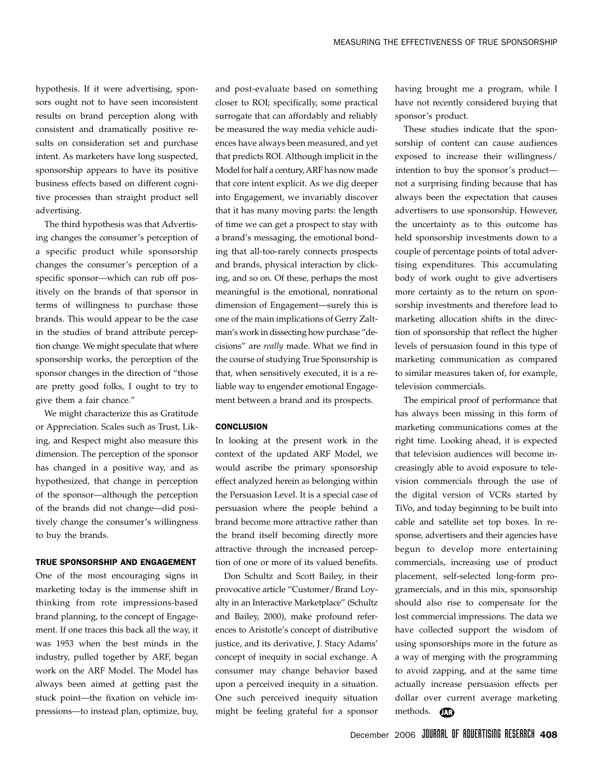hypothesis. If it were advertising, sponsors ought not to have seen inconsistent results on brand perception along with consistent and dramatically positive results on consideration set and purchase intent. As marketers have long suspected, sponsorship appears to have its positive business effects based on different cognitive processes than straight product sell advertising.

The third hypothesis was that Advertising changes the consumer's perception of a specific product while sponsorship changes the consumer's perception of a specific sponsor—which can rub off positively on the brands of that sponsor in terms of willingness to purchase those brands. This would appear to be the case in the studies of brand attribute perception change. We might speculate that where sponsorship works, the perception of the sponsor changes in the direction of "those are pretty good folks, I ought to try to give them a fair chance."

We might characterize this as Gratitude or Appreciation. Scales such as Trust, Liking, and Respect might also measure this dimension. The perception of the sponsor has changed in a positive way, and as hypothesized, that change in perception of the sponsor—although the perception of the brands did not change—did positively change the consumer's willingness to buy the brands.

## TRUE SPONSORSHIP AND ENGAGEMENT

One of the most encouraging signs in marketing today is the immense shift in thinking from rote impressions-based brand planning, to the concept of Engagement. If one traces this back all the way, it was 1953 when the best minds in the industry, pulled together by ARF, began work on the ARF Model. The Model has always been aimed at getting past the stuck point—the fixation on vehicle impressions—to instead plan, optimize, buy, and post-evaluate based on something closer to ROI; specifically, some practical surrogate that can affordably and reliably be measured the way media vehicle audiences have always been measured, and yet that predicts ROI. Although implicit in the Model for half a century, ARF has now made that core intent explicit. As we dig deeper into Engagement, we invariably discover that it has many moving parts: the length of time we can get a prospect to stay with a brand's messaging, the emotional bonding that all-too-rarely connects prospects and brands, physical interaction by clicking, and so on. Of these, perhaps the most meaningful is the emotional, nonrational dimension of Engagement—surely this is one of the main implications of Gerry Zaltman's work in dissecting how purchase "decisions" are *really* made. What we find in the course of studying True Sponsorship is that, when sensitively executed, it is a reliable way to engender emotional Engagement between a brand and its prospects.

## CONCLUSION

In looking at the present work in the context of the updated ARF Model, we would ascribe the primary sponsorship effect analyzed herein as belonging within the Persuasion Level. It is a special case of persuasion where the people behind a brand become more attractive rather than the brand itself becoming directly more attractive through the increased perception of one or more of its valued benefits.

Don Schultz and Scott Bailey, in their provocative article "Customer/Brand Loyalty in an Interactive Marketplace" (Schultz and Bailey, 2000), make profound references to Aristotle's concept of distributive justice, and its derivative, J. Stacy Adams' concept of inequity in social exchange. A consumer may change behavior based upon a perceived inequity in a situation. One such perceived inequity situation might be feeling grateful for a sponsor having brought me a program, while I have not recently considered buying that sponsor's product.

These studies indicate that the sponsorship of content can cause audiences exposed to increase their willingness/intention to buy the sponsor's product—not a surprising finding because that has always been the expectation that causes advertisers to use sponsorship. However, the uncertainty as to this outcome has held sponsorship investments down to a couple of percentage points of total advertising expenditures. This accumulating body of work ought to give advertisers more certainty as to the return on sponsorship investments and therefore lead to marketing allocation shifts in the direction of sponsorship that reflect the higher levels of persuasion found in this type of marketing communication as compared to similar measures taken of, for example, television commercials.

The empirical proof of performance that has always been missing in this form of marketing communications comes at the right time. Looking ahead, it is expected that television audiences will become increasingly able to avoid exposure to television commercials through the use of the digital version of VCRs started by TiVo, and today beginning to be built into cable and satellite set top boxes. In response, advertisers and their agencies have begun to develop more entertaining commercials, increasing use of product placement, self-selected long-form programercials, and in this mix, sponsorship should also rise to compensate for the lost commercial impressions. The data we have collected support the wisdom of using sponsorships more in the future as a way of merging with the programming to avoid zapping, and at the same time actually increase persuasion effects per dollar over current average marketing methods.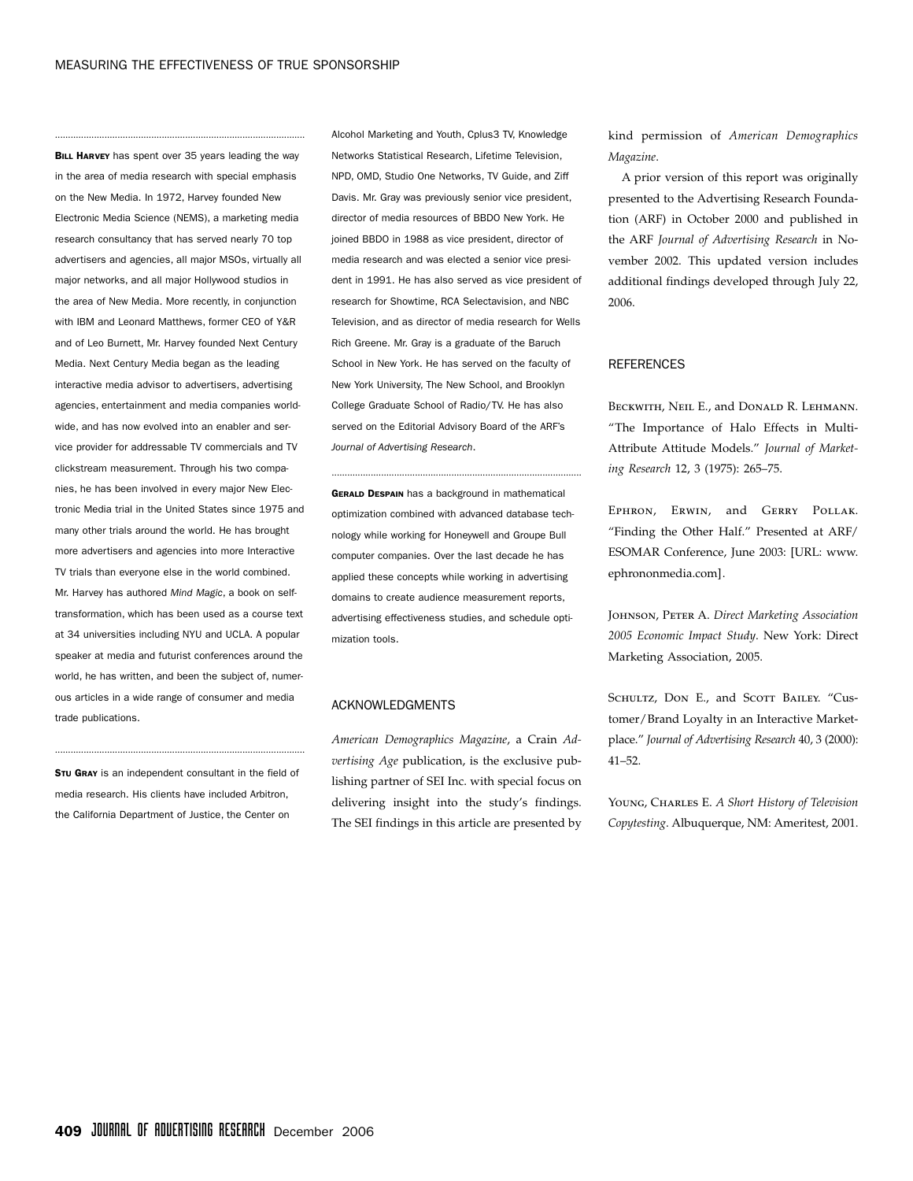**Bill Harvey** has spent over 35 years leading the way in the area of media research with special emphasis on the New Media. In 1972, Harvey founded New Electronic Media Science (NEMS), a marketing media research consultancy that has served nearly 70 top advertisers and agencies, all major MSOs, virtually all major networks, and all major Hollywood studios in the area of New Media. More recently, in conjunction with IBM and Leonard Matthews, former CEO of Y&R and of Leo Burnett, Mr. Harvey founded Next Century Media. Next Century Media began as the leading interactive media advisor to advertisers, advertising agencies, entertainment and media companies worldwide, and has now evolved into an enabler and service provider for addressable TV commercials and TV clickstream measurement. Through his two companies, he has been involved in every major New Electronic Media trial in the United States since 1975 and many other trials around the world. He has brought more advertisers and agencies into more Interactive TV trials than everyone else in the world combined. Mr. Harvey has authored *Mind Magic*, a book on self-transformation, which has been used as a course text at 34 universities including NYU and UCLA. A popular speaker at media and futurist conferences around the world, he has written, and been the subject of, numerous articles in a wide range of consumer and media trade publications.

**Stu Gray** is an independent consultant in the field of media research. His clients have included Arbitron, the California Department of Justice, the Center on Alcohol Marketing and Youth, Cplus3 TV, Knowledge Networks Statistical Research, Lifetime Television, NPD, OMD, Studio One Networks, TV Guide, and Ziff Davis. Mr. Gray was previously senior vice president, director of media resources of BBDO New York. He joined BBDO in 1988 as vice president, director of media research and was elected a senior vice president in 1991. He has also served as vice president of research for Showtime, RCA Selectavision, and NBC Television, and as director of media research for Wells Rich Greene. Mr. Gray is a graduate of the Baruch School in New York. He has served on the faculty of New York University, The New School, and Brooklyn College Graduate School of Radio/TV. He has also served on the Editorial Advisory Board of the ARF's *Journal of Advertising Research*.

**Gerald Despain** has a background in mathematical optimization combined with advanced database technology while working for Honeywell and Groupe Bull computer companies. Over the last decade he has applied these concepts while working in advertising domains to create audience measurement reports, advertising effectiveness studies, and schedule optimization tools.

## ACKNOWLEDGMENTS

*American Demographics Magazine*, a Crain *Advertising Age* publication, is the exclusive publishing partner of SEI Inc. with special focus on delivering insight into the study's findings. The SEI findings in this article are presented by kind permission of *American Demographics Magazine*.

A prior version of this report was originally presented to the Advertising Research Foundation (ARF) in October 2000 and published in the ARF *Journal of Advertising Research* in November 2002. This updated version includes additional findings developed through July 22, 2006.

## REFERENCES

Beckwith, Neil E., and Donald R. Lehmann. "The Importance of Halo Effects in Multi-Attribute Attitude Models." *Journal of Marketing Research* 12, 3 (1975): 265–75.

Ephron, Erwin, and Gerry Pollak. "Finding the Other Half." Presented at ARF/ESOMAR Conference, June 2003: [URL: www.ephrononmedia.com].

Johnson, Peter A. *Direct Marketing Association 2005 Economic Impact Study*. New York: Direct Marketing Association, 2005.

Schultz, Don E., and Scott Bailey. "Customer/Brand Loyalty in an Interactive Marketplace." *Journal of Advertising Research* 40, 3 (2000): 41–52.

Young, Charles E. *A Short History of Television Copytesting*. Albuquerque, NM: Ameritest, 2001.